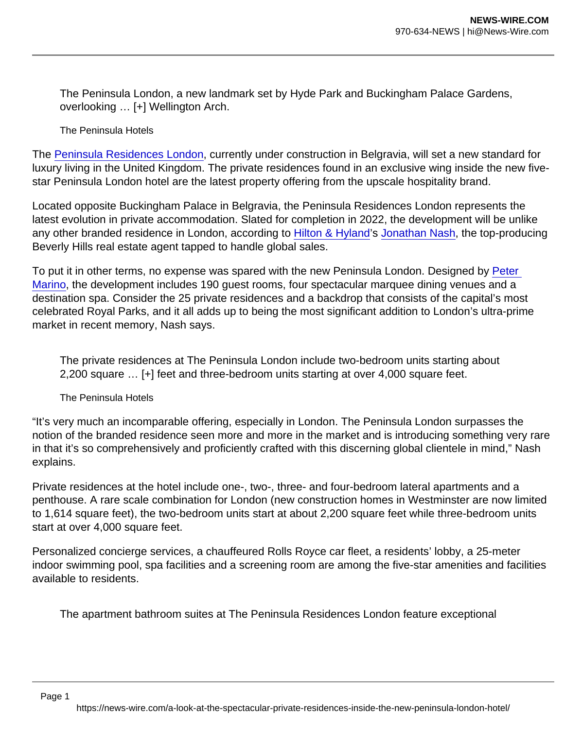The Peninsula London, a new landmark set by Hyde Park and Buckingham Palace Gardens, overlooking … [+] Wellington Arch.

The Peninsula Hotels

The Peninsula Residences London, currently under construction in Belgravia, will set a new standard for luxury living in the United Kingdom. The private residences found in an exclusive wing inside the new five-star Peninsula London hotel are the latest property offering from the upscale hospitality brand.

Located opposite Buckingham Palace in Belgravia, the Peninsula Residences London represents the latest evolution in private accommodation. Slated for completion in 2022, the development will be unlike any other branded residence in London, according to Hilton & Hyland's Jonathan Nash, the top-producing Beverly Hills real estate agent tapped to handle global sales.

To put it in other terms, no expense was spared with the new Peninsula London. Designed by Peter Marino, the development includes 190 guest rooms, four spectacular marquee dining venues and a destination spa. Consider the 25 private residences and a backdrop that consists of the capital's most celebrated Royal Parks, and it all adds up to being the most significant addition to London's ultra-prime market in recent memory, Nash says.

The private residences at The Peninsula London include two-bedroom units starting about 2,200 square … [+] feet and three-bedroom units starting at over 4,000 square feet.

The Peninsula Hotels

"It's very much an incomparable offering, especially in London. The Peninsula London surpasses the notion of the branded residence seen more and more in the market and is introducing something very rare in that it's so comprehensively and proficiently crafted with this discerning global clientele in mind," Nash explains.

Private residences at the hotel include one-, two-, three- and four-bedroom lateral apartments and a penthouse. A rare scale combination for London (new construction homes in Westminster are now limited to 1,614 square feet), the two-bedroom units start at about 2,200 square feet while three-bedroom units start at over 4,000 square feet.

Personalized concierge services, a chauffeured Rolls Royce car fleet, a residents' lobby, a 25-meter indoor swimming pool, spa facilities and a screening room are among the five-star amenities and facilities available to residents.

The apartment bathroom suites at The Peninsula Residences London feature exceptional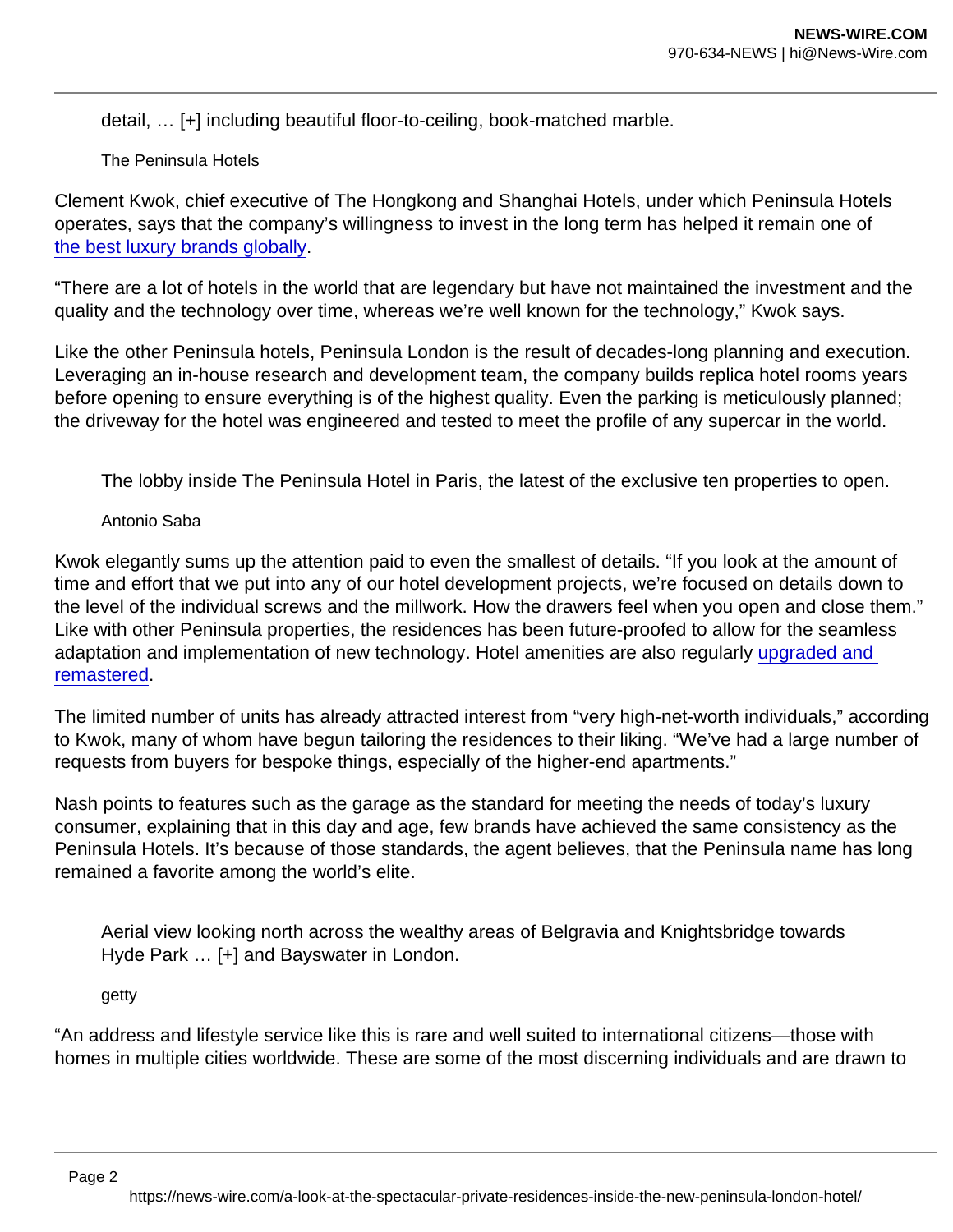detail, … [+] including beautiful floor-to-ceiling, book-matched marble.

The Peninsula Hotels

Clement Kwok, chief executive of The Hongkong and Shanghai Hotels, under which Peninsula Hotels operates, says that the company's willingness to invest in the long term has helped it remain one of [the best luxury brands globally](#).

"There are a lot of hotels in the world that are legendary but have not maintained the investment and the quality and the technology over time, whereas we're well known for the technology," Kwok says.

Like the other Peninsula hotels, Peninsula London is the result of decades-long planning and execution. Leveraging an in-house research and development team, the company builds replica hotel rooms years before opening to ensure everything is of the highest quality. Even the parking is meticulously planned; the driveway for the hotel was engineered and tested to meet the profile of any supercar in the world.

The lobby inside The Peninsula Hotel in Paris, the latest of the exclusive ten properties to open.

Antonio Saba

Kwok elegantly sums up the attention paid to even the smallest of details. "If you look at the amount of time and effort that we put into any of our hotel development projects, we're focused on details down to the level of the individual screws and the millwork. How the drawers feel when you open and close them." Like with other Peninsula properties, the residences has been future-proofed to allow for the seamless adaptation and implementation of new technology. Hotel amenities are also regularly [upgraded and remastered](#).

The limited number of units has already attracted interest from "very high-net-worth individuals," according to Kwok, many of whom have begun tailoring the residences to their liking. "We've had a large number of requests from buyers for bespoke things, especially of the higher-end apartments."

Nash points to features such as the garage as the standard for meeting the needs of today's luxury consumer, explaining that in this day and age, few brands have achieved the same consistency as the Peninsula Hotels. It's because of those standards, the agent believes, that the Peninsula name has long remained a favorite among the world's elite.

Aerial view looking north across the wealthy areas of Belgravia and Knightsbridge towards Hyde Park … [+] and Bayswater in London.

getty

"An address and lifestyle service like this is rare and well suited to international citizens—those with homes in multiple cities worldwide. These are some of the most discerning individuals and are drawn to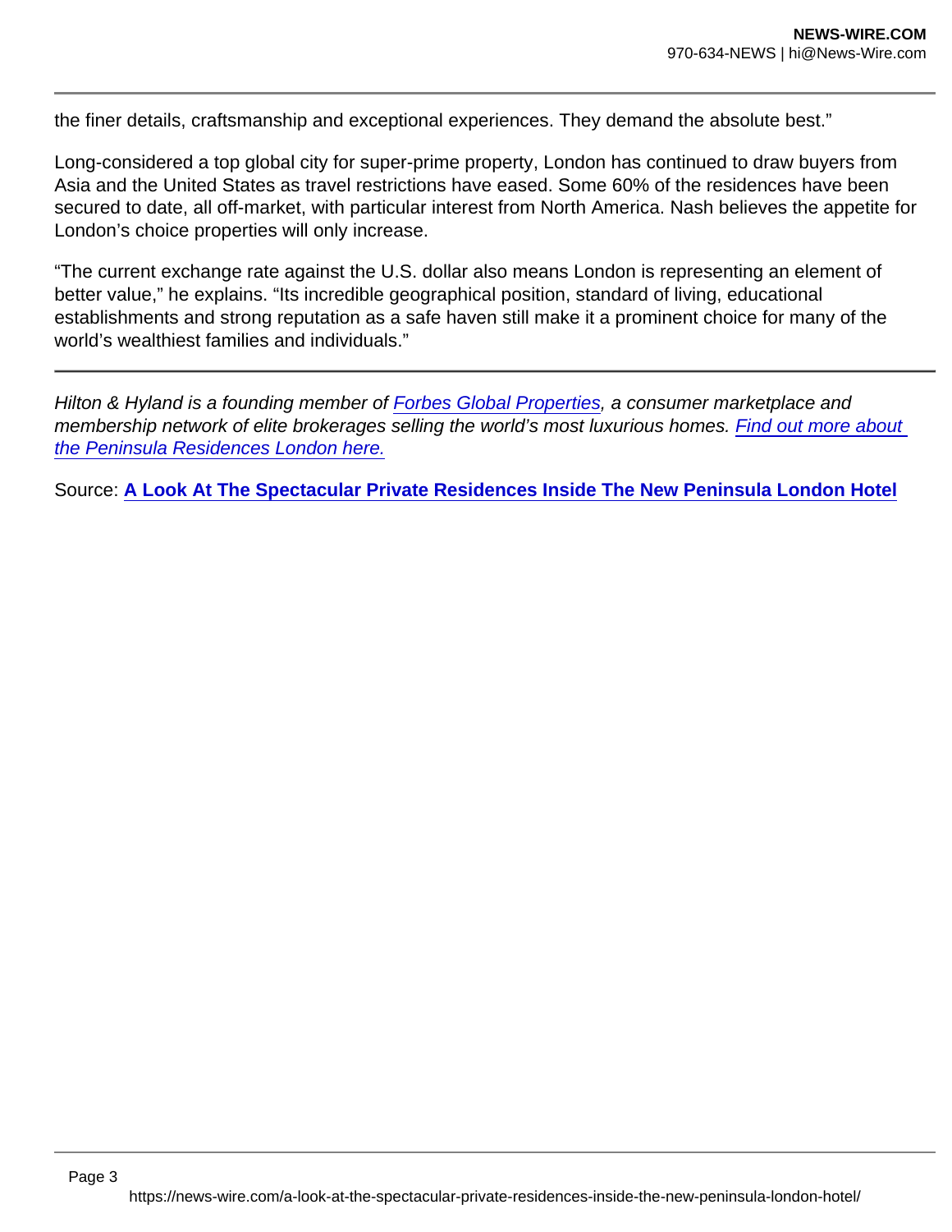the finer details, craftsmanship and exceptional experiences. They demand the absolute best."

Long-considered a top global city for super-prime property, London has continued to draw buyers from Asia and the United States as travel restrictions have eased. Some 60% of the residences have been secured to date, all off-market, with particular interest from North America. Nash believes the appetite for London's choice properties will only increase.

"The current exchange rate against the U.S. dollar also means London is representing an element of better value," he explains. "Its incredible geographical position, standard of living, educational establishments and strong reputation as a safe haven still make it a prominent choice for many of the world's wealthiest families and individuals."

---

*Hilton & Hyland is a founding member of Forbes Global Properties, a consumer marketplace and membership network of elite brokerages selling the world's most luxurious homes. Find out more about the Peninsula Residences London here.*

Source: **A Look At The Spectacular Private Residences Inside The New Peninsula London Hotel**